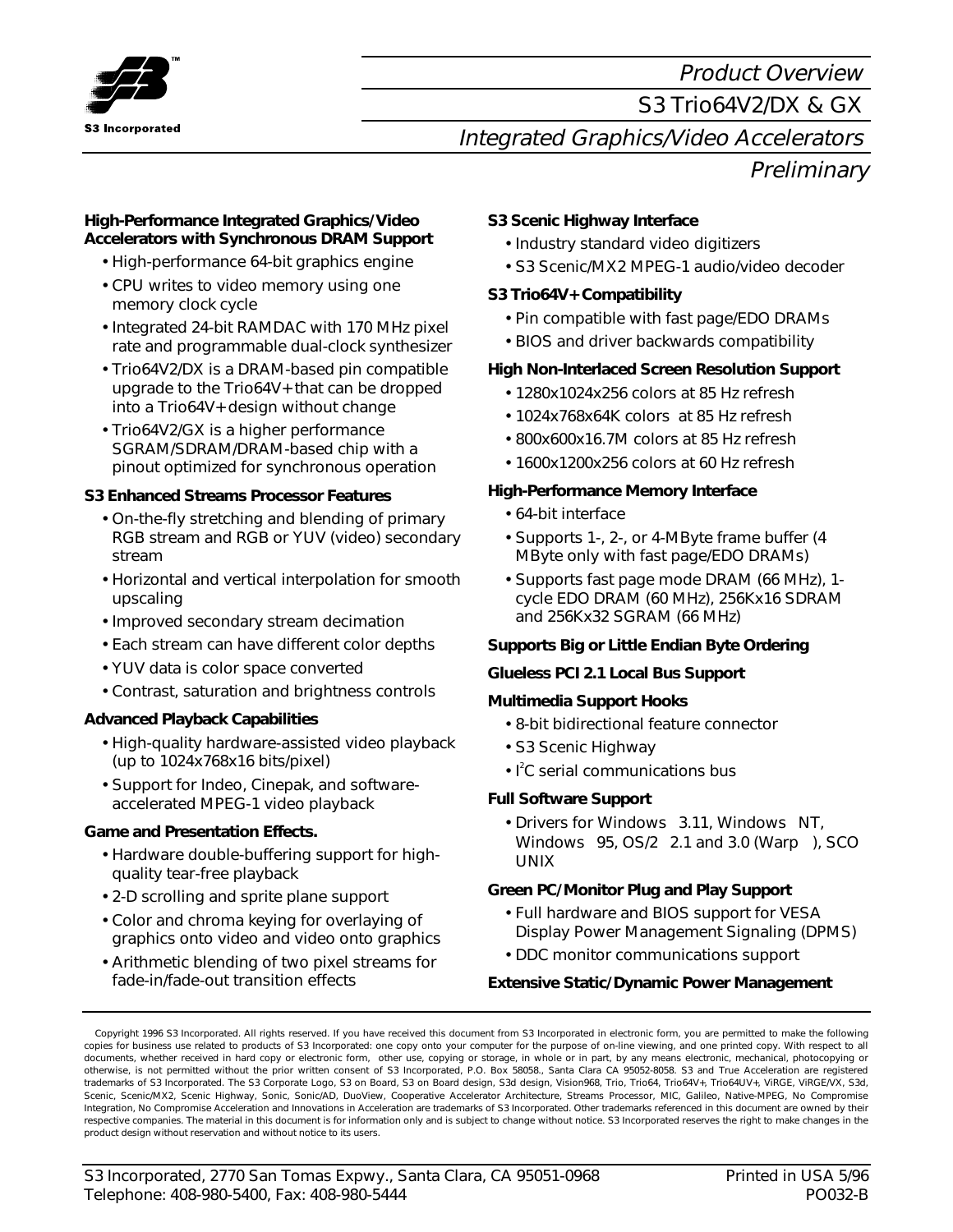S3 Incorporated

# Product Overview

## S3 Trio64V2/DX & GX

## Integrated Graphics/Video Accelerators

*Preliminary*

### High-Performance Integrated Graphics/Video Accelerators with Synchronous DRAM Support

- High-performance 64-bit graphics engine
- CPU writes to video memory using one memory clock cycle
- Integrated 24-bit RAMDAC with 170 MHz pixel rate and programmable dual-clock synthesizer
- Trio64V2/DX is a DRAM-based pin compatible upgrade to the Trio64V+ that can be dropped into a Trio64V+ design without change
- Trio64V2/GX is a higher performance SGRAM/SDRAM/DRAM-based chip with a pinout optimized for synchronous operation

### S3 Enhanced Streams Processor Features

- On-the-fly stretching and blending of primary RGB stream and RGB or YUV (video) secondary stream
- Horizontal and vertical interpolation for smooth upscaling
- Improved secondary stream decimation
- Each stream can have different color depths
- YUV data is color space converted
- Contrast, saturation and brightness controls

### Advanced Playback Capabilities

- High-quality hardware-assisted video playback (up to 1024x768x16 bits/pixel)
- Support for Indeo, Cinepak, and software-accelerated MPEG-1 video playback

### Game and Presentation Effects.

- Hardware double-buffering support for high-quality tear-free playback
- 2-D scrolling and sprite plane support
- Color and chroma keying for overlaying of graphics onto video and video onto graphics
- Arithmetic blending of two pixel streams for fade-in/fade-out transition effects

### S3 Scenic Highway Interface

- Industry standard video digitizers
- S3 Scenic/MX2 MPEG-1 audio/video decoder

### S3 Trio64V+ Compatibility

- Pin compatible with fast page/EDO DRAMs
- BIOS and driver backwards compatibility

### High Non-Interlaced Screen Resolution Support

- 1280x1024x256 colors at 85 Hz refresh
- 1024x768x64K colors at 85 Hz refresh
- 800x600x16.7M colors at 85 Hz refresh
- 1600x1200x256 colors at 60 Hz refresh

### High-Performance Memory Interface

- 64-bit interface
- Supports 1-, 2-, or 4-MByte frame buffer (4 MByte only with fast page/EDO DRAMs)
- Supports fast page mode DRAM (66 MHz), 1-cycle EDO DRAM (60 MHz), 256Kx16 SDRAM and 256Kx32 SGRAM (66 MHz)

### Supports Big or Little Endian Byte Ordering

### Glueless PCI 2.1 Local Bus Support

### Multimedia Support Hooks

- 8-bit bidirectional feature connector
- S3 Scenic Highway
- I²C serial communications bus

### Full Software Support

- Drivers for Windows 3.11, Windows NT, Windows 95, OS/2 2.1 and 3.0 (Warp), SCO UNIX

### Green PC/Monitor Plug and Play Support

- Full hardware and BIOS support for VESA Display Power Management Signaling (DPMS)
- DDC monitor communications support

### Extensive Static/Dynamic Power Management

---

Copyright 1996 S3 Incorporated. All rights reserved. If you have received this document from S3 Incorporated in electronic form, you are permitted to make the following copies for business use related to products of S3 Incorporated: one copy onto your computer for the purpose of on-line viewing, and one printed copy. With respect to all documents, whether received in hard copy or electronic form, other use, copying or storage, in whole or in part, by any means electronic, mechanical, photocopying or otherwise, is not permitted without the prior written consent of S3 Incorporated, P.O. Box 58058., Santa Clara CA 95052-8058. S3 and True Acceleration are registered trademarks of S3 Incorporated. The S3 Corporate Logo, S3 on Board, S3 on Board design, S3d design, Vision968, Trio, Trio64, Trio64V+, Trio64UV+, ViRGE, ViRGE/VX, S3d, Scenic, Scenic/MX2, Scenic Highway, Sonic, Sonic/AD, DuoView, Cooperative Accelerator Architecture, Streams Processor, MIC, Galileo, Native-MPEG, No Compromise Integration, No Compromise Acceleration and Innovations in Acceleration are trademarks of S3 Incorporated. Other trademarks referenced in this document are owned by their respective companies. The material in this document is for information only and is subject to change without notice. S3 Incorporated reserves the right to make changes in the product design without reservation and without notice to its users.

S3 Incorporated, 2770 San Tomas Expwy., Santa Clara, CA 95051-0968
Telephone: 408-980-5400, Fax: 408-980-5444

Printed in USA 5/96
PO032-B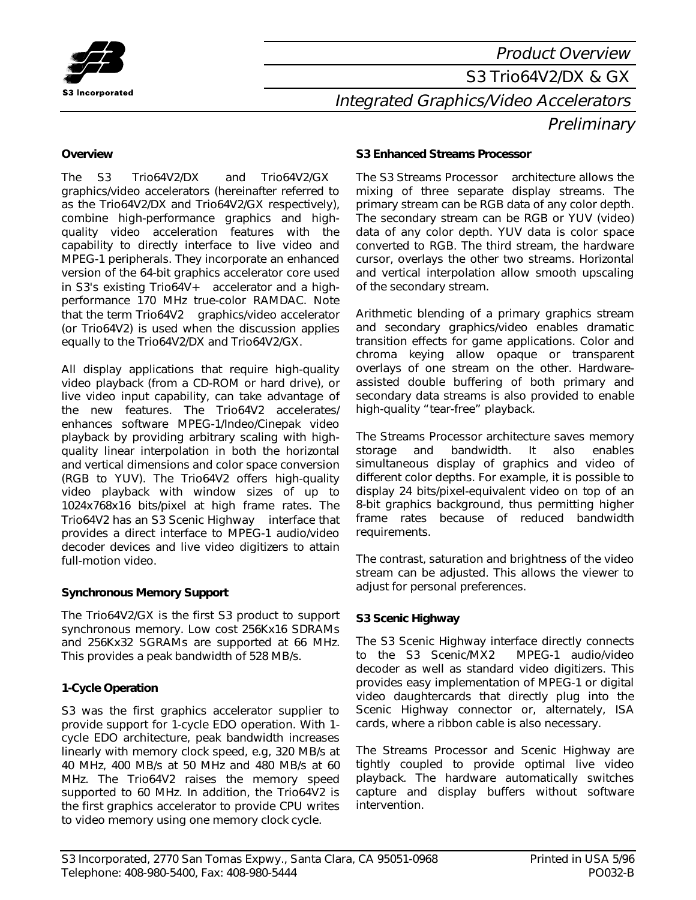# Product Overview

## S3 Trio64V2/DX & GX

## Integrated Graphics/Video Accelerators

*Preliminary*

### Overview

The S3 Trio64V2/DX and Trio64V2/GX graphics/video accelerators (hereinafter referred to as the Trio64V2/DX and Trio64V2/GX respectively), combine high-performance graphics and high-quality video acceleration features with the capability to directly interface to live video and MPEG-1 peripherals. They incorporate an enhanced version of the 64-bit graphics accelerator core used in S3's existing Trio64V+ accelerator and a high-performance 170 MHz true-color RAMDAC. Note that the term Trio64V2 graphics/video accelerator (or Trio64V2) is used when the discussion applies equally to the Trio64V2/DX and Trio64V2/GX.

All display applications that require high-quality video playback (from a CD-ROM or hard drive), or live video input capability, can take advantage of the new features. The Trio64V2 accelerates/ enhances software MPEG-1/Indeo/Cinepak video playback by providing arbitrary scaling with high-quality linear interpolation in both the horizontal and vertical dimensions and color space conversion (RGB to YUV). The Trio64V2 offers high-quality video playback with window sizes of up to 1024x768x16 bits/pixel at high frame rates. The Trio64V2 has an S3 Scenic Highway interface that provides a direct interface to MPEG-1 audio/video decoder devices and live video digitizers to attain full-motion video.

### Synchronous Memory Support

The Trio64V2/GX is the first S3 product to support synchronous memory. Low cost 256Kx16 SDRAMs and 256Kx32 SGRAMs are supported at 66 MHz. This provides a peak bandwidth of 528 MB/s.

### 1-Cycle Operation

S3 was the first graphics accelerator supplier to provide support for 1-cycle EDO operation. With 1-cycle EDO architecture, peak bandwidth increases linearly with memory clock speed, e.g, 320 MB/s at 40 MHz, 400 MB/s at 50 MHz and 480 MB/s at 60 MHz. The Trio64V2 raises the memory speed supported to 60 MHz. In addition, the Trio64V2 is the first graphics accelerator to provide CPU writes to video memory using one memory clock cycle.

### S3 Enhanced Streams Processor

The S3 Streams Processor architecture allows the mixing of three separate display streams. The primary stream can be RGB data of any color depth. The secondary stream can be RGB or YUV (video) data of any color depth. YUV data is color space converted to RGB. The third stream, the hardware cursor, overlays the other two streams. Horizontal and vertical interpolation allow smooth upscaling of the secondary stream.

Arithmetic blending of a primary graphics stream and secondary graphics/video enables dramatic transition effects for game applications. Color and chroma keying allow opaque or transparent overlays of one stream on the other. Hardware-assisted double buffering of both primary and secondary data streams is also provided to enable high-quality "tear-free" playback.

The Streams Processor architecture saves memory storage and bandwidth. It also enables simultaneous display of graphics and video of different color depths. For example, it is possible to display 24 bits/pixel-equivalent video on top of an 8-bit graphics background, thus permitting higher frame rates because of reduced bandwidth requirements.

The contrast, saturation and brightness of the video stream can be adjusted. This allows the viewer to adjust for personal preferences.

### S3 Scenic Highway

The S3 Scenic Highway interface directly connects to the S3 Scenic/MX2 MPEG-1 audio/video decoder as well as standard video digitizers. This provides easy implementation of MPEG-1 or digital video daughtercards that directly plug into the Scenic Highway connector or, alternately, ISA cards, where a ribbon cable is also necessary.

The Streams Processor and Scenic Highway are tightly coupled to provide optimal live video playback. The hardware automatically switches capture and display buffers without software intervention.

S3 Incorporated, 2770 San Tomas Expwy., Santa Clara, CA 95051-0968 Printed in USA 5/96
Telephone: 408-980-5400, Fax: 408-980-5444 PO032-B